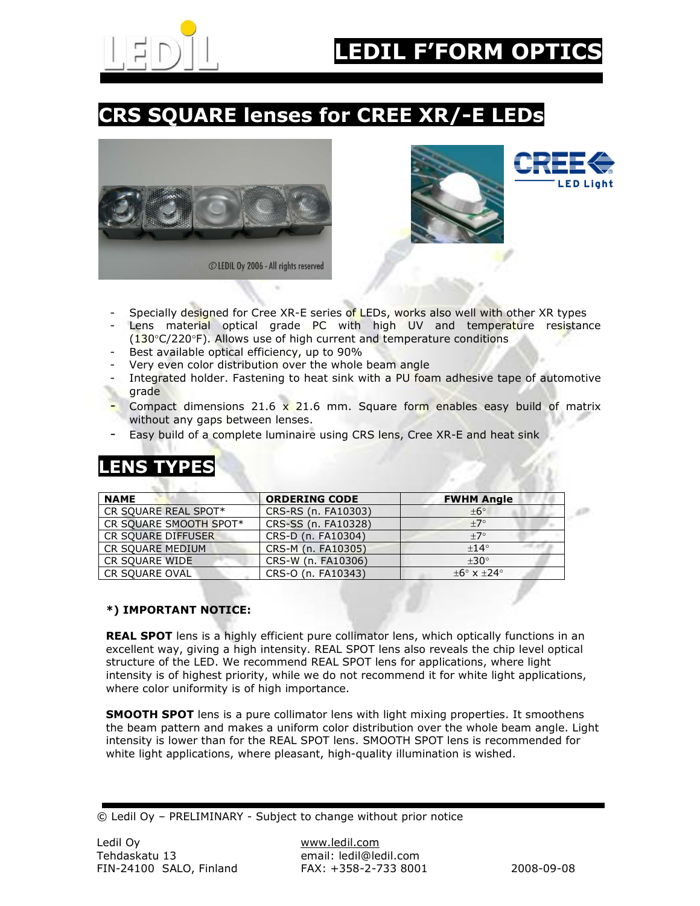# LEDIL F'FORM OPTICS

## CRS SQUARE lenses for CREE XR/-E LEDs

- Specially designed for Cree XR-E series of LEDs, works also well with other XR types
- Lens material optical grade PC with high UV and temperature resistance (130°C/220°F). Allows use of high current and temperature conditions
- Best available optical efficiency, up to 90%
- Very even color distribution over the whole beam angle
- Integrated holder. Fastening to heat sink with a PU foam adhesive tape of automotive grade
- Compact dimensions 21.6 x 21.6 mm. Square form enables easy build of matrix without any gaps between lenses.
- Easy build of a complete luminaire using CRS lens, Cree XR-E and heat sink

## LENS TYPES

| NAME | ORDERING CODE | FWHM Angle |
|---|---|---|
| CR SQUARE REAL SPOT* | CRS-RS (n. FA10303) | ±6° |
| CR SQUARE SMOOTH SPOT* | CRS-SS (n. FA10328) | ±7° |
| CR SQUARE DIFFUSER | CRS-D (n. FA10304) | ±7° |
| CR SQUARE MEDIUM | CRS-M (n. FA10305) | ±14° |
| CR SQUARE WIDE | CRS-W (n. FA10306) | ±30° |
| CR SQUARE OVAL | CRS-O (n. FA10343) | ±6° x ±24° |

**\*) IMPORTANT NOTICE:**

**REAL SPOT** lens is a highly efficient pure collimator lens, which optically functions in an excellent way, giving a high intensity. REAL SPOT lens also reveals the chip level optical structure of the LED. We recommend REAL SPOT lens for applications, where light intensity is of highest priority, while we do not recommend it for white light applications, where color uniformity is of high importance.

**SMOOTH SPOT** lens is a pure collimator lens with light mixing properties. It smoothens the beam pattern and makes a uniform color distribution over the whole beam angle. Light intensity is lower than for the REAL SPOT lens. SMOOTH SPOT lens is recommended for white light applications, where pleasant, high-quality illumination is wished.

© Ledil Oy – PRELIMINARY - Subject to change without prior notice

Ledil Oy
Tehdaskatu 13
FIN-24100 SALO, Finland

www.ledil.com
email: ledil@ledil.com
FAX: +358-2-733 8001

2008-09-08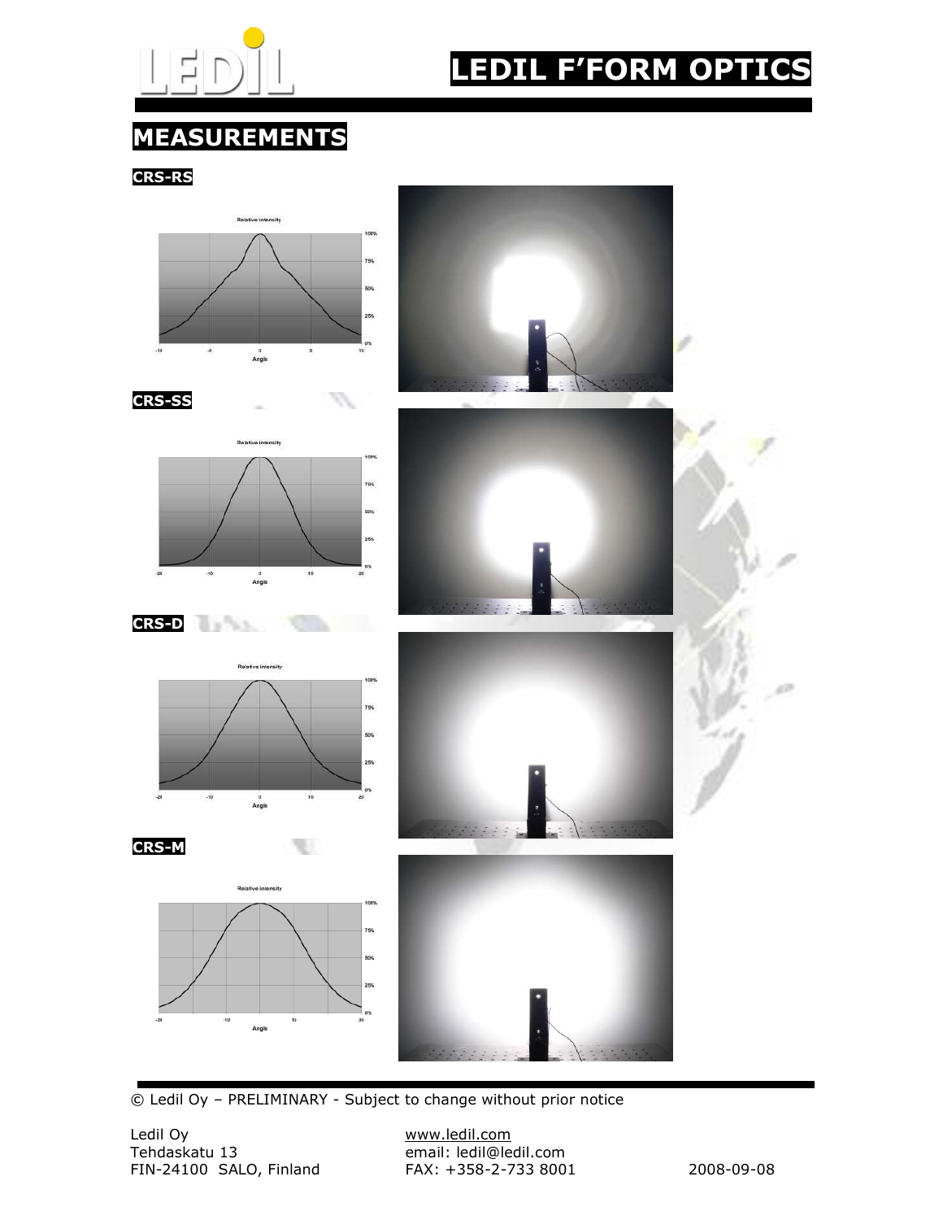# MEASUREMENTS

**CRS-RS**

**CRS-SS**

**CRS-D**

**CRS-M**

© Ledil Oy – PRELIMINARY - Subject to change without prior notice

Ledil Oy
Tehdaskatu 13
FIN-24100 SALO, Finland

www.ledil.com
email: ledil@ledil.com
FAX: +358-2-733 8001

2008-09-08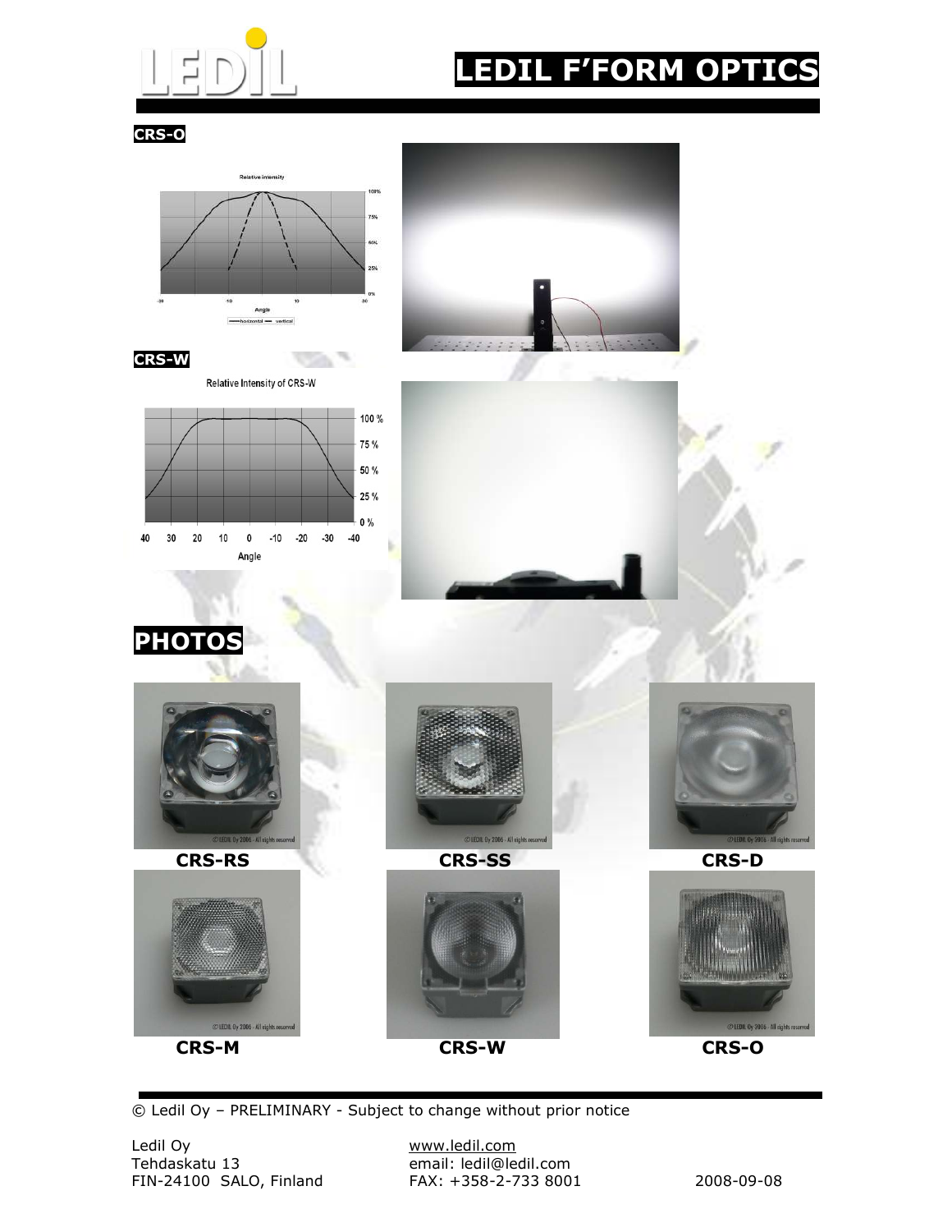# LEDIL F'FORM OPTICS

**CRS-O**

Relative intensity

100%
75%
50%
25%
0%

-30 -10 10 30

Angle

horizontal — vertical

**CRS-W**

Relative Intensity of CRS-W

100 %
75 %
50 %
25 %
0 %

40 30 20 10 0 -10 -20 -30 -40

Angle

## PHOTOS

**CRS-RS** **CRS-SS** **CRS-D**

**CRS-M** **CRS-W** **CRS-O**

© Ledil Oy – PRELIMINARY - Subject to change without prior notice

Ledil Oy
Tehdaskatu 13
FIN-24100 SALO, Finland

www.ledil.com
email: ledil@ledil.com
FAX: +358-2-733 8001

2008-09-08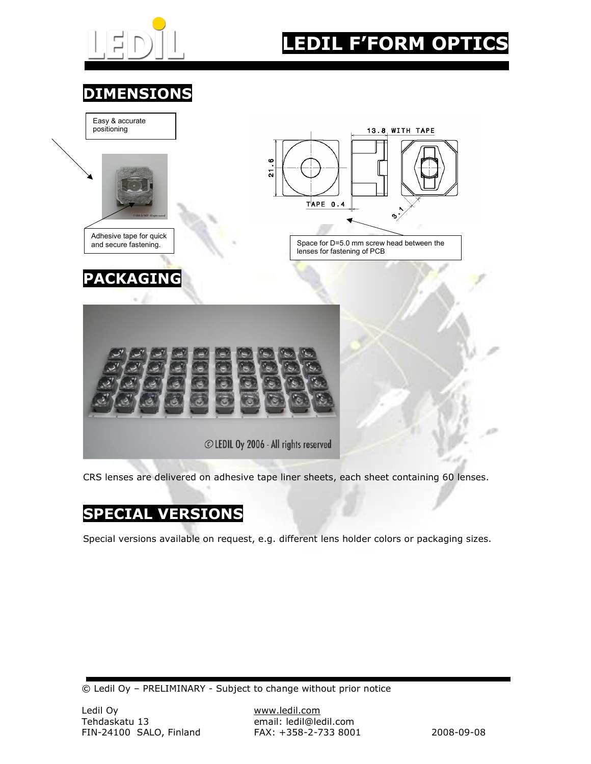# LEDIL F'FORM OPTICS

## DIMENSIONS

Easy & accurate positioning

Adhesive tape for quick and secure fastening.

13.8 WITH TAPE

21.6

TAPE 0.4

3.1

Space for D=5.0 mm screw head between the lenses for fastening of PCB

## PACKAGING

© LEDIL Oy 2006 - All rights reserved

CRS lenses are delivered on adhesive tape liner sheets, each sheet containing 60 lenses.

## SPECIAL VERSIONS

Special versions available on request, e.g. different lens holder colors or packaging sizes.

© Ledil Oy – PRELIMINARY - Subject to change without prior notice

Ledil Oy
Tehdaskatu 13
FIN-24100 SALO, Finland

www.ledil.com
email: ledil@ledil.com
FAX: +358-2-733 8001

2008-09-08